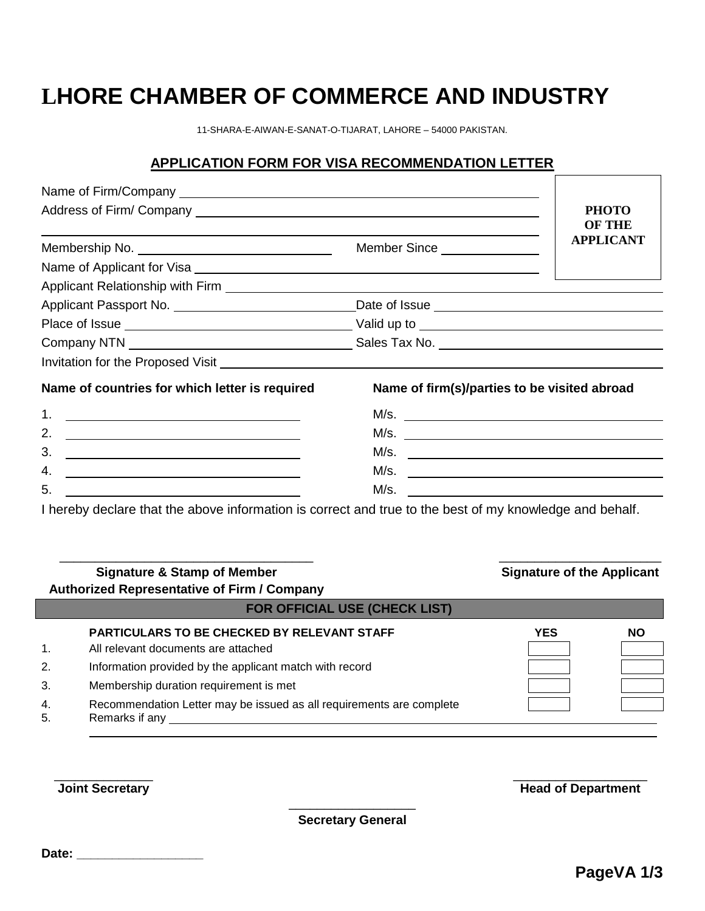# LHORE CHAMBER OF COMMERCE AND INDUSTRY

11-SHARA-E-AIWAN-E-SANAT-O-TIJARAT, LAHORE – 54000 PAKISTAN.

## APPLICATION FORM FOR VISA RECOMMENDATION LETTER

**PHOTO OF THE APPLICANT**

Name of Firm/Company ____________________

Address of Firm/ Company ____________________

____________________

Membership No. ____________________ Member Since ____________________

Name of Applicant for Visa ____________________

Applicant Relationship with Firm ____________________

Applicant Passport No. ____________________ Date of Issue ____________________

Place of Issue ____________________ Valid up to ____________________

Company NTN ____________________ Sales Tax No. ____________________

Invitation for the Proposed Visit ____________________

| **Name of countries for which letter is required** | **Name of firm(s)/parties to be visited abroad** |
|---|---|
| 1. ____________________ | M/s. ____________________ |
| 2. ____________________ | M/s. ____________________ |
| 3. ____________________ | M/s. ____________________ |
| 4. ____________________ | M/s. ____________________ |
| 5. ____________________ | M/s. ____________________ |

I hereby declare that the above information is correct and true to the best of my knowledge and behalf.

____________________ ____________________

**Signature & Stamp of Member** **Signature of the Applicant**

**Authorized Representative of Firm / Company**

### FOR OFFICIAL USE (CHECK LIST)

| | **PARTICULARS TO BE CHECKED BY RELEVANT STAFF** | **YES** | **NO** |
|---|---|---|---|
| 1. | All relevant documents are attached | | |
| 2. | Information provided by the applicant match with record | | |
| 3. | Membership duration requirement is met | | |
| 4. | Recommendation Letter may be issued as all requirements are complete | | |
| 5. | Remarks if any ____________________ | | |

____________________ ____________________

**Joint Secretary** **Head of Department**

____________________

**Secretary General**

**Date: ____________________**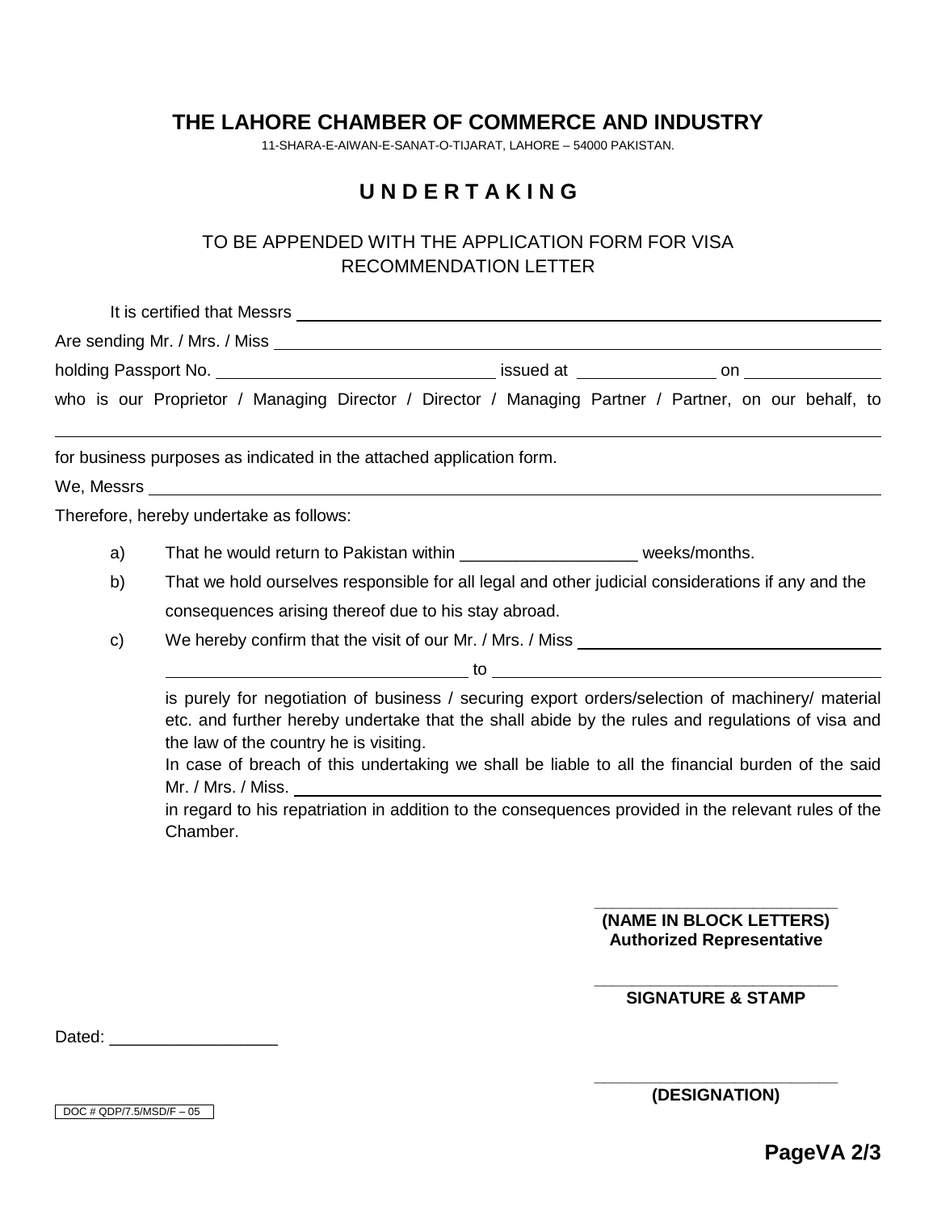# THE LAHORE CHAMBER OF COMMERCE AND INDUSTRY

11-SHARA-E-AIWAN-E-SANAT-O-TIJARAT, LAHORE – 54000 PAKISTAN.

## U N D E R T A K I N G

TO BE APPENDED WITH THE APPLICATION FORM FOR VISA RECOMMENDATION LETTER

It is certified that Messrs ____________________________________________

Are sending Mr. / Mrs. / Miss ____________________________________________

holding Passport No. ______________________ issued at ____________ on ____________

who is our Proprietor / Managing Director / Director / Managing Partner / Partner, on our behalf, to

____________________________________________________________

for business purposes as indicated in the attached application form.

We, Messrs ____________________________________________

Therefore, hereby undertake as follows:

a) That he would return to Pakistan within ___________________ weeks/months.

b) That we hold ourselves responsible for all legal and other judicial considerations if any and the consequences arising thereof due to his stay abroad.

c) We hereby confirm that the visit of our Mr. / Mrs. / Miss ______________________________

   ______________________________ to ______________________________

   is purely for negotiation of business / securing export orders/selection of machinery/ material etc. and further hereby undertake that the shall abide by the rules and regulations of visa and the law of the country he is visiting.

   In case of breach of this undertaking we shall be liable to all the financial burden of the said Mr. / Mrs. / Miss. ______________________________

   in regard to his repatriation in addition to the consequences provided in the relevant rules of the Chamber.

___________________________

**(NAME IN BLOCK LETTERS)**
**Authorized Representative**

___________________________

**SIGNATURE & STAMP**

Dated: __________________

___________________________

**(DESIGNATION)**

DOC # QDP/7.5/MSD/F – 05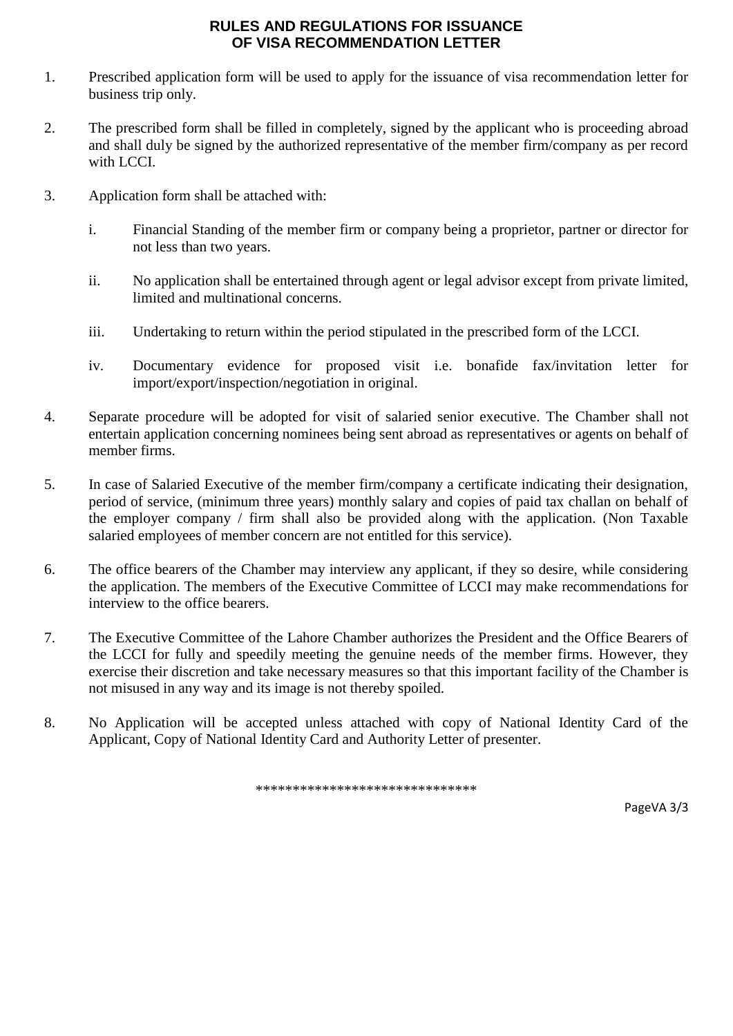# RULES AND REGULATIONS FOR ISSUANCE OF VISA RECOMMENDATION LETTER

1. Prescribed application form will be used to apply for the issuance of visa recommendation letter for business trip only.

2. The prescribed form shall be filled in completely, signed by the applicant who is proceeding abroad and shall duly be signed by the authorized representative of the member firm/company as per record with LCCI.

3. Application form shall be attached with:

   i. Financial Standing of the member firm or company being a proprietor, partner or director for not less than two years.

   ii. No application shall be entertained through agent or legal advisor except from private limited, limited and multinational concerns.

   iii. Undertaking to return within the period stipulated in the prescribed form of the LCCI.

   iv. Documentary evidence for proposed visit i.e. bonafide fax/invitation letter for import/export/inspection/negotiation in original.

4. Separate procedure will be adopted for visit of salaried senior executive. The Chamber shall not entertain application concerning nominees being sent abroad as representatives or agents on behalf of member firms.

5. In case of Salaried Executive of the member firm/company a certificate indicating their designation, period of service, (minimum three years) monthly salary and copies of paid tax challan on behalf of the employer company / firm shall also be provided along with the application. (Non Taxable salaried employees of member concern are not entitled for this service).

6. The office bearers of the Chamber may interview any applicant, if they so desire, while considering the application. The members of the Executive Committee of LCCI may make recommendations for interview to the office bearers.

7. The Executive Committee of the Lahore Chamber authorizes the President and the Office Bearers of the LCCI for fully and speedily meeting the genuine needs of the member firms. However, they exercise their discretion and take necessary measures so that this important facility of the Chamber is not misused in any way and its image is not thereby spoiled.

8. No Application will be accepted unless attached with copy of National Identity Card of the Applicant, Copy of National Identity Card and Authority Letter of presenter.

******************************